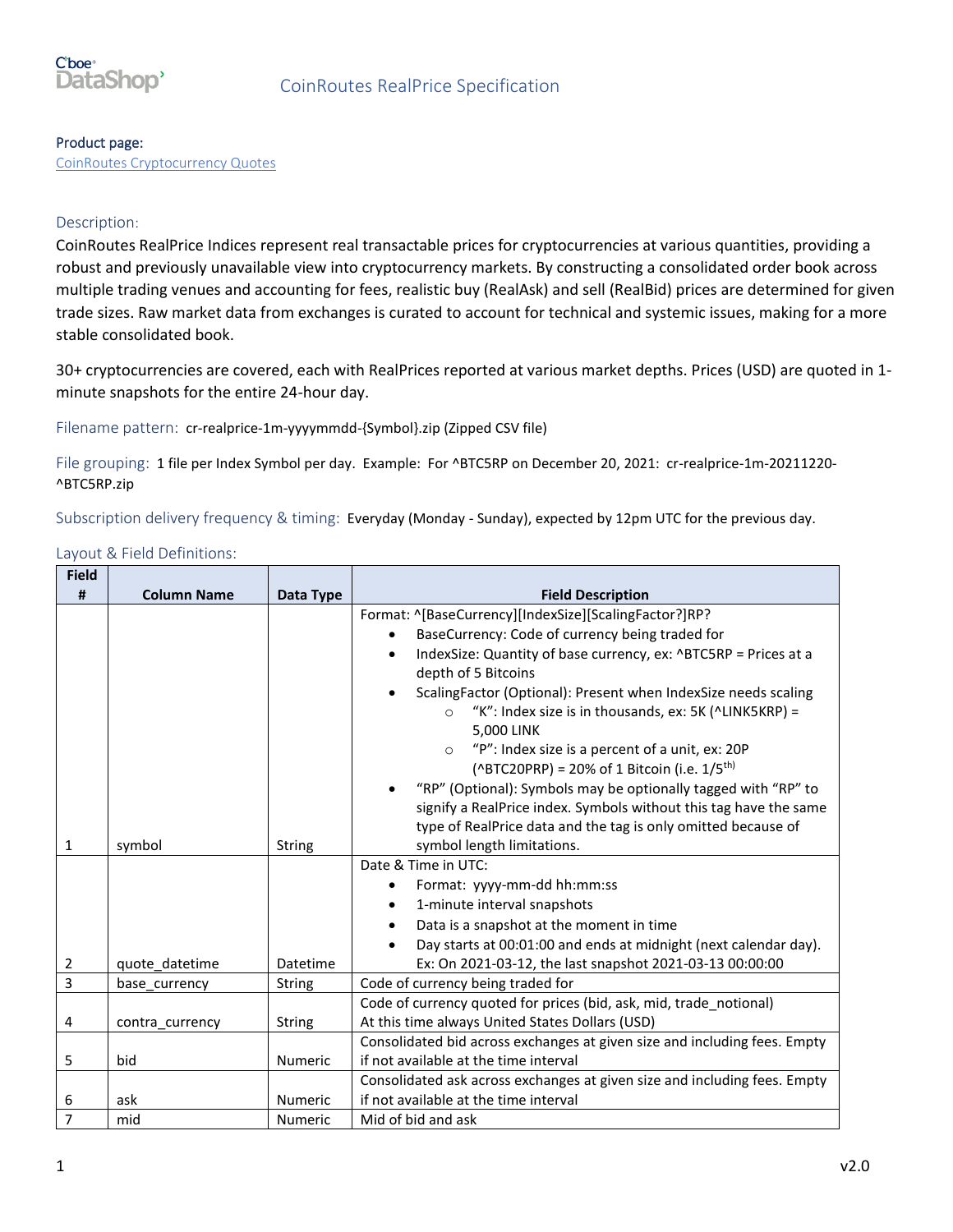# CoinRoutes RealPrice Specification

**Product page:**
CoinRoutes Cryptocurrency Quotes

## Description:

CoinRoutes RealPrice Indices represent real transactable prices for cryptocurrencies at various quantities, providing a robust and previously unavailable view into cryptocurrency markets. By constructing a consolidated order book across multiple trading venues and accounting for fees, realistic buy (RealAsk) and sell (RealBid) prices are determined for given trade sizes. Raw market data from exchanges is curated to account for technical and systemic issues, making for a more stable consolidated book.

30+ cryptocurrencies are covered, each with RealPrices reported at various market depths. Prices (USD) are quoted in 1-minute snapshots for the entire 24-hour day.

**Filename pattern:** cr-realprice-1m-yyyymmdd-{Symbol}.zip (Zipped CSV file)

**File grouping:** 1 file per Index Symbol per day. Example: For ^BTC5RP on December 20, 2021: cr-realprice-1m-20211220-^BTC5RP.zip

**Subscription delivery frequency & timing:** Everyday (Monday - Sunday), expected by 12pm UTC for the previous day.

## Layout & Field Definitions:

| Field # | Column Name | Data Type | Field Description |
|---|---|---|---|
| 1 | symbol | String | Format: ^[BaseCurrency][IndexSize][ScalingFactor?]RP?<br>• BaseCurrency: Code of currency being traded for<br>• IndexSize: Quantity of base currency, ex: ^BTC5RP = Prices at a depth of 5 Bitcoins<br>• ScalingFactor (Optional): Present when IndexSize needs scaling<br>  ○ "K": Index size is in thousands, ex: 5K (^LINK5KRP) = 5,000 LINK<br>  ○ "P": Index size is a percent of a unit, ex: 20P (^BTC20PRP) = 20% of 1 Bitcoin (i.e. 1/5th)<br>• "RP" (Optional): Symbols may be optionally tagged with "RP" to signify a RealPrice index. Symbols without this tag have the same type of RealPrice data and the tag is only omitted because of symbol length limitations. |
| 2 | quote_datetime | Datetime | Date & Time in UTC:<br>• Format: yyyy-mm-dd hh:mm:ss<br>• 1-minute interval snapshots<br>• Data is a snapshot at the moment in time<br>• Day starts at 00:01:00 and ends at midnight (next calendar day). Ex: On 2021-03-12, the last snapshot 2021-03-13 00:00:00 |
| 3 | base_currency | String | Code of currency being traded for |
| 4 | contra_currency | String | Code of currency quoted for prices (bid, ask, mid, trade_notional) At this time always United States Dollars (USD) |
| 5 | bid | Numeric | Consolidated bid across exchanges at given size and including fees. Empty if not available at the time interval |
| 6 | ask | Numeric | Consolidated ask across exchanges at given size and including fees. Empty if not available at the time interval |
| 7 | mid | Numeric | Mid of bid and ask |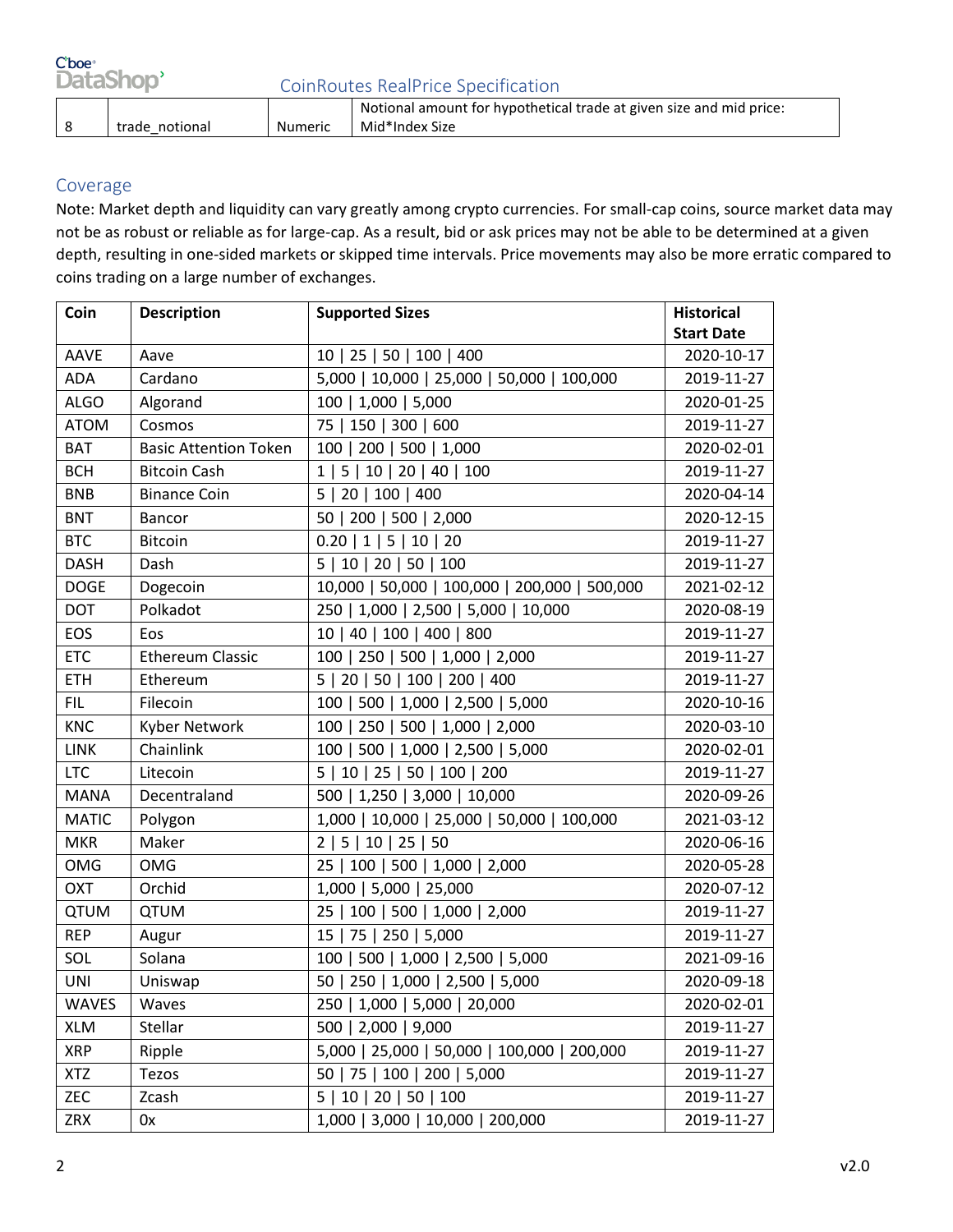| 8 | trade_notional | Numeric | Notional amount for hypothetical trade at given size and mid price: Mid*Index Size |
|---|---|---|---|

## Coverage

Note: Market depth and liquidity can vary greatly among crypto currencies. For small-cap coins, source market data may not be as robust or reliable as for large-cap. As a result, bid or ask prices may not be able to determine at a given depth, resulting in one-sided markets or skipped time intervals. Price movements may also be more erratic compared to coins trading on a large number of exchanges.

| Coin | Description | Supported Sizes | Historical Start Date |
|---|---|---|---|
| AAVE | Aave | 10 \| 25 \| 50 \| 100 \| 400 | 2020-10-17 |
| ADA | Cardano | 5,000 \| 10,000 \| 25,000 \| 50,000 \| 100,000 | 2019-11-27 |
| ALGO | Algorand | 100 \| 1,000 \| 5,000 | 2020-01-25 |
| ATOM | Cosmos | 75 \| 150 \| 300 \| 600 | 2019-11-27 |
| BAT | Basic Attention Token | 100 \| 200 \| 500 \| 1,000 | 2020-02-01 |
| BCH | Bitcoin Cash | 1 \| 5 \| 10 \| 20 \| 40 \| 100 | 2019-11-27 |
| BNB | Binance Coin | 5 \| 20 \| 100 \| 400 | 2020-04-14 |
| BNT | Bancor | 50 \| 200 \| 500 \| 2,000 | 2020-12-15 |
| BTC | Bitcoin | 0.20 \| 1 \| 5 \| 10 \| 20 | 2019-11-27 |
| DASH | Dash | 5 \| 10 \| 20 \| 50 \| 100 | 2019-11-27 |
| DOGE | Dogecoin | 10,000 \| 50,000 \| 100,000 \| 200,000 \| 500,000 | 2021-02-12 |
| DOT | Polkadot | 250 \| 1,000 \| 2,500 \| 5,000 \| 10,000 | 2020-08-19 |
| EOS | Eos | 10 \| 40 \| 100 \| 400 \| 800 | 2019-11-27 |
| ETC | Ethereum Classic | 100 \| 250 \| 500 \| 1,000 \| 2,000 | 2019-11-27 |
| ETH | Ethereum | 5 \| 20 \| 50 \| 100 \| 200 \| 400 | 2019-11-27 |
| FIL | Filecoin | 100 \| 500 \| 1,000 \| 2,500 \| 5,000 | 2020-10-16 |
| KNC | Kyber Network | 100 \| 250 \| 500 \| 1,000 \| 2,000 | 2020-03-10 |
| LINK | Chainlink | 100 \| 500 \| 1,000 \| 2,500 \| 5,000 | 2020-02-01 |
| LTC | Litecoin | 5 \| 10 \| 25 \| 50 \| 100 \| 200 | 2019-11-27 |
| MANA | Decentraland | 500 \| 1,250 \| 3,000 \| 10,000 | 2020-09-26 |
| MATIC | Polygon | 1,000 \| 10,000 \| 25,000 \| 50,000 \| 100,000 | 2021-03-12 |
| MKR | Maker | 2 \| 5 \| 10 \| 25 \| 50 | 2020-06-16 |
| OMG | OMG | 25 \| 100 \| 500 \| 1,000 \| 2,000 | 2020-05-28 |
| OXT | Orchid | 1,000 \| 5,000 \| 25,000 | 2020-07-12 |
| QTUM | QTUM | 25 \| 100 \| 500 \| 1,000 \| 2,000 | 2019-11-27 |
| REP | Augur | 15 \| 75 \| 250 \| 5,000 | 2019-11-27 |
| SOL | Solana | 100 \| 500 \| 1,000 \| 2,500 \| 5,000 | 2021-09-16 |
| UNI | Uniswap | 50 \| 250 \| 1,000 \| 2,500 \| 5,000 | 2020-09-18 |
| WAVES | Waves | 250 \| 1,000 \| 5,000 \| 20,000 | 2020-02-01 |
| XLM | Stellar | 500 \| 2,000 \| 9,000 | 2019-11-27 |
| XRP | Ripple | 5,000 \| 25,000 \| 50,000 \| 100,000 \| 200,000 | 2019-11-27 |
| XTZ | Tezos | 50 \| 75 \| 100 \| 200 \| 5,000 | 2019-11-27 |
| ZEC | Zcash | 5 \| 10 \| 20 \| 50 \| 100 | 2019-11-27 |
| ZRX | 0x | 1,000 \| 3,000 \| 10,000 \| 200,000 | 2019-11-27 |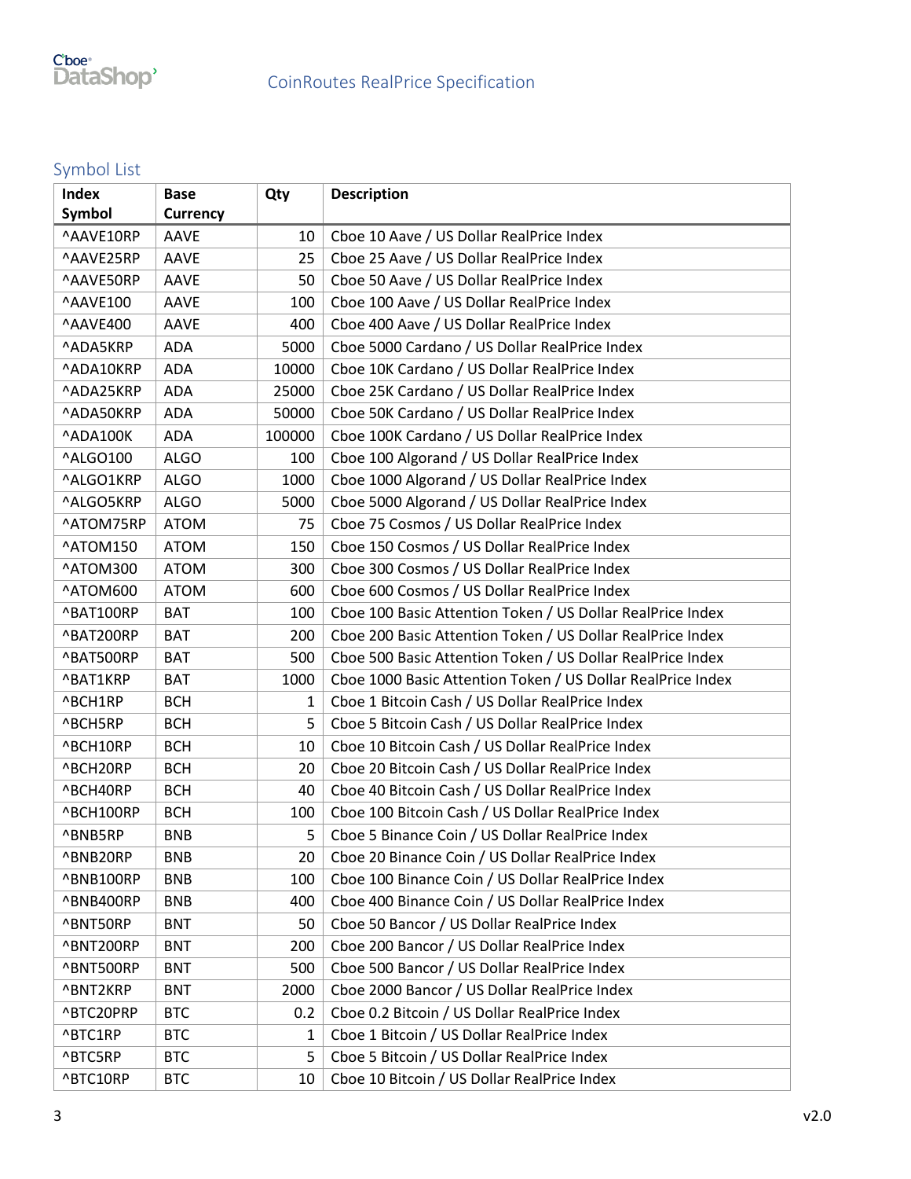## Symbol List

| Index Symbol | Base Currency | Qty | Description |
|---|---|---|---|
| ^AAVE10RP | AAVE | 10 | Cboe 10 Aave / US Dollar RealPrice Index |
| ^AAVE25RP | AAVE | 25 | Cboe 25 Aave / US Dollar RealPrice Index |
| ^AAVE50RP | AAVE | 50 | Cboe 50 Aave / US Dollar RealPrice Index |
| ^AAVE100 | AAVE | 100 | Cboe 100 Aave / US Dollar RealPrice Index |
| ^AAVE400 | AAVE | 400 | Cboe 400 Aave / US Dollar RealPrice Index |
| ^ADA5KRP | ADA | 5000 | Cboe 5000 Cardano / US Dollar RealPrice Index |
| ^ADA10KRP | ADA | 10000 | Cboe 10K Cardano / US Dollar RealPrice Index |
| ^ADA25KRP | ADA | 25000 | Cboe 25K Cardano / US Dollar RealPrice Index |
| ^ADA50KRP | ADA | 50000 | Cboe 50K Cardano / US Dollar RealPrice Index |
| ^ADA100K | ADA | 100000 | Cboe 100K Cardano / US Dollar RealPrice Index |
| ^ALGO100 | ALGO | 100 | Cboe 100 Algorand / US Dollar RealPrice Index |
| ^ALGO1KRP | ALGO | 1000 | Cboe 1000 Algorand / US Dollar RealPrice Index |
| ^ALGO5KRP | ALGO | 5000 | Cboe 5000 Algorand / US Dollar RealPrice Index |
| ^ATOM75RP | ATOM | 75 | Cboe 75 Cosmos / US Dollar RealPrice Index |
| ^ATOM150 | ATOM | 150 | Cboe 150 Cosmos / US Dollar RealPrice Index |
| ^ATOM300 | ATOM | 300 | Cboe 300 Cosmos / US Dollar RealPrice Index |
| ^ATOM600 | ATOM | 600 | Cboe 600 Cosmos / US Dollar RealPrice Index |
| ^BAT100RP | BAT | 100 | Cboe 100 Basic Attention Token / US Dollar RealPrice Index |
| ^BAT200RP | BAT | 200 | Cboe 200 Basic Attention Token / US Dollar RealPrice Index |
| ^BAT500RP | BAT | 500 | Cboe 500 Basic Attention Token / US Dollar RealPrice Index |
| ^BAT1KRP | BAT | 1000 | Cboe 1000 Basic Attention Token / US Dollar RealPrice Index |
| ^BCH1RP | BCH | 1 | Cboe 1 Bitcoin Cash / US Dollar RealPrice Index |
| ^BCH5RP | BCH | 5 | Cboe 5 Bitcoin Cash / US Dollar RealPrice Index |
| ^BCH10RP | BCH | 10 | Cboe 10 Bitcoin Cash / US Dollar RealPrice Index |
| ^BCH20RP | BCH | 20 | Cboe 20 Bitcoin Cash / US Dollar RealPrice Index |
| ^BCH40RP | BCH | 40 | Cboe 40 Bitcoin Cash / US Dollar RealPrice Index |
| ^BCH100RP | BCH | 100 | Cboe 100 Bitcoin Cash / US Dollar RealPrice Index |
| ^BNB5RP | BNB | 5 | Cboe 5 Binance Coin / US Dollar RealPrice Index |
| ^BNB20RP | BNB | 20 | Cboe 20 Binance Coin / US Dollar RealPrice Index |
| ^BNB100RP | BNB | 100 | Cboe 100 Binance Coin / US Dollar RealPrice Index |
| ^BNB400RP | BNB | 400 | Cboe 400 Binance Coin / US Dollar RealPrice Index |
| ^BNT50RP | BNT | 50 | Cboe 50 Bancor / US Dollar RealPrice Index |
| ^BNT200RP | BNT | 200 | Cboe 200 Bancor / US Dollar RealPrice Index |
| ^BNT500RP | BNT | 500 | Cboe 500 Bancor / US Dollar RealPrice Index |
| ^BNT2KRP | BNT | 2000 | Cboe 2000 Bancor / US Dollar RealPrice Index |
| ^BTC20PRP | BTC | 0.2 | Cboe 0.2 Bitcoin / US Dollar RealPrice Index |
| ^BTC1RP | BTC | 1 | Cboe 1 Bitcoin / US Dollar RealPrice Index |
| ^BTC5RP | BTC | 5 | Cboe 5 Bitcoin / US Dollar RealPrice Index |
| ^BTC10RP | BTC | 10 | Cboe 10 Bitcoin / US Dollar RealPrice Index |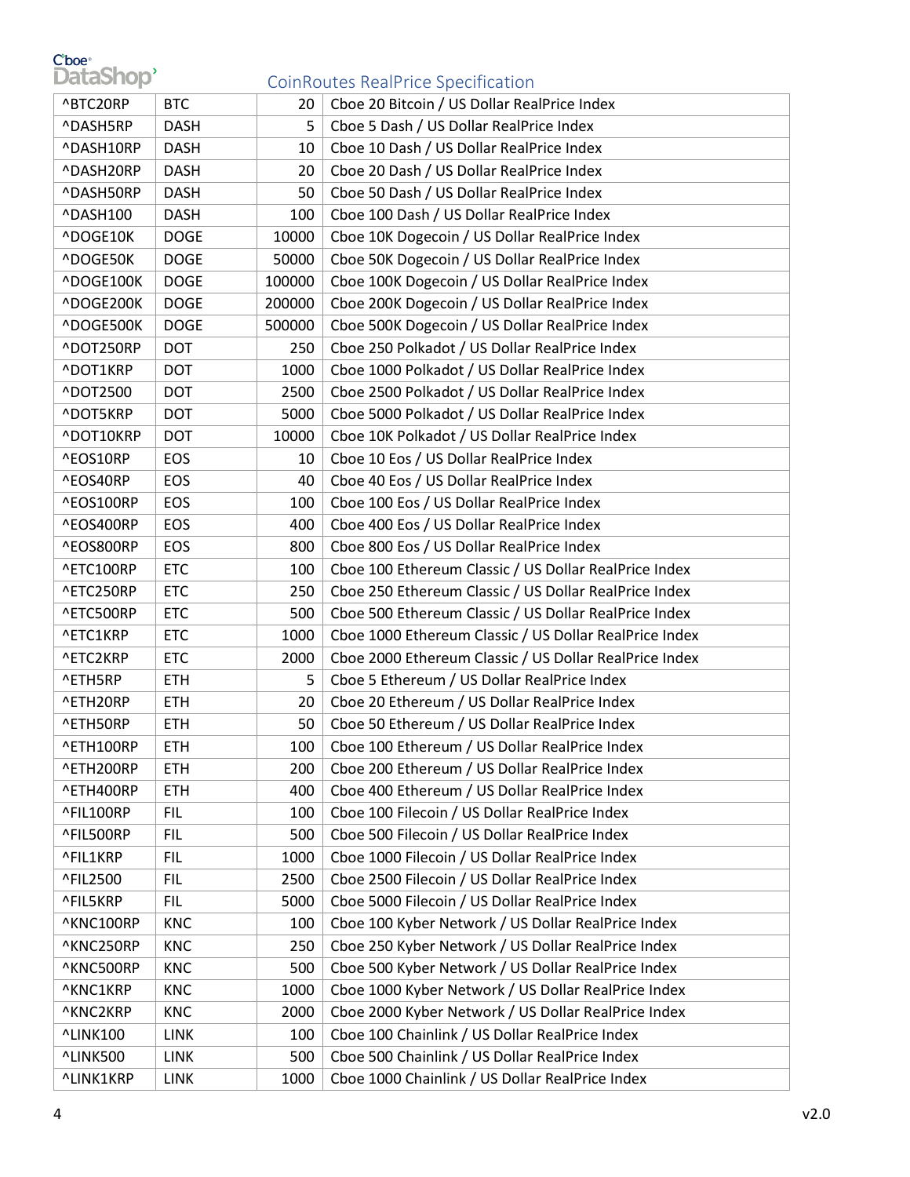| ^BTC20RP | BTC | 20 | Cboe 20 Bitcoin / US Dollar RealPrice Index |
|---|---|---|---|
| ^DASH5RP | DASH | 5 | Cboe 5 Dash / US Dollar RealPrice Index |
| ^DASH10RP | DASH | 10 | Cboe 10 Dash / US Dollar RealPrice Index |
| ^DASH20RP | DASH | 20 | Cboe 20 Dash / US Dollar RealPrice Index |
| ^DASH50RP | DASH | 50 | Cboe 50 Dash / US Dollar RealPrice Index |
| ^DASH100 | DASH | 100 | Cboe 100 Dash / US Dollar RealPrice Index |
| ^DOGE10K | DOGE | 10000 | Cboe 10K Dogecoin / US Dollar RealPrice Index |
| ^DOGE50K | DOGE | 50000 | Cboe 50K Dogecoin / US Dollar RealPrice Index |
| ^DOGE100K | DOGE | 100000 | Cboe 100K Dogecoin / US Dollar RealPrice Index |
| ^DOGE200K | DOGE | 200000 | Cboe 200K Dogecoin / US Dollar RealPrice Index |
| ^DOGE500K | DOGE | 500000 | Cboe 500K Dogecoin / US Dollar RealPrice Index |
| ^DOT250RP | DOT | 250 | Cboe 250 Polkadot / US Dollar RealPrice Index |
| ^DOT1KRP | DOT | 1000 | Cboe 1000 Polkadot / US Dollar RealPrice Index |
| ^DOT2500 | DOT | 2500 | Cboe 2500 Polkadot / US Dollar RealPrice Index |
| ^DOT5KRP | DOT | 5000 | Cboe 5000 Polkadot / US Dollar RealPrice Index |
| ^DOT10KRP | DOT | 10000 | Cboe 10K Polkadot / US Dollar RealPrice Index |
| ^EOS10RP | EOS | 10 | Cboe 10 Eos / US Dollar RealPrice Index |
| ^EOS40RP | EOS | 40 | Cboe 40 Eos / US Dollar RealPrice Index |
| ^EOS100RP | EOS | 100 | Cboe 100 Eos / US Dollar RealPrice Index |
| ^EOS400RP | EOS | 400 | Cboe 400 Eos / US Dollar RealPrice Index |
| ^EOS800RP | EOS | 800 | Cboe 800 Eos / US Dollar RealPrice Index |
| ^ETC100RP | ETC | 100 | Cboe 100 Ethereum Classic / US Dollar RealPrice Index |
| ^ETC250RP | ETC | 250 | Cboe 250 Ethereum Classic / US Dollar RealPrice Index |
| ^ETC500RP | ETC | 500 | Cboe 500 Ethereum Classic / US Dollar RealPrice Index |
| ^ETC1KRP | ETC | 1000 | Cboe 1000 Ethereum Classic / US Dollar RealPrice Index |
| ^ETC2KRP | ETC | 2000 | Cboe 2000 Ethereum Classic / US Dollar RealPrice Index |
| ^ETH5RP | ETH | 5 | Cboe 5 Ethereum / US Dollar RealPrice Index |
| ^ETH20RP | ETH | 20 | Cboe 20 Ethereum / US Dollar RealPrice Index |
| ^ETH50RP | ETH | 50 | Cboe 50 Ethereum / US Dollar RealPrice Index |
| ^ETH100RP | ETH | 100 | Cboe 100 Ethereum / US Dollar RealPrice Index |
| ^ETH200RP | ETH | 200 | Cboe 200 Ethereum / US Dollar RealPrice Index |
| ^ETH400RP | ETH | 400 | Cboe 400 Ethereum / US Dollar RealPrice Index |
| ^FIL100RP | FIL | 100 | Cboe 100 Filecoin / US Dollar RealPrice Index |
| ^FIL500RP | FIL | 500 | Cboe 500 Filecoin / US Dollar RealPrice Index |
| ^FIL1KRP | FIL | 1000 | Cboe 1000 Filecoin / US Dollar RealPrice Index |
| ^FIL2500 | FIL | 2500 | Cboe 2500 Filecoin / US Dollar RealPrice Index |
| ^FIL5KRP | FIL | 5000 | Cboe 5000 Filecoin / US Dollar RealPrice Index |
| ^KNC100RP | KNC | 100 | Cboe 100 Kyber Network / US Dollar RealPrice Index |
| ^KNC250RP | KNC | 250 | Cboe 250 Kyber Network / US Dollar RealPrice Index |
| ^KNC500RP | KNC | 500 | Cboe 500 Kyber Network / US Dollar RealPrice Index |
| ^KNC1KRP | KNC | 1000 | Cboe 1000 Kyber Network / US Dollar RealPrice Index |
| ^KNC2KRP | KNC | 2000 | Cboe 2000 Kyber Network / US Dollar RealPrice Index |
| ^LINK100 | LINK | 100 | Cboe 100 Chainlink / US Dollar RealPrice Index |
| ^LINK500 | LINK | 500 | Cboe 500 Chainlink / US Dollar RealPrice Index |
| ^LINK1KRP | LINK | 1000 | Cboe 1000 Chainlink / US Dollar RealPrice Index |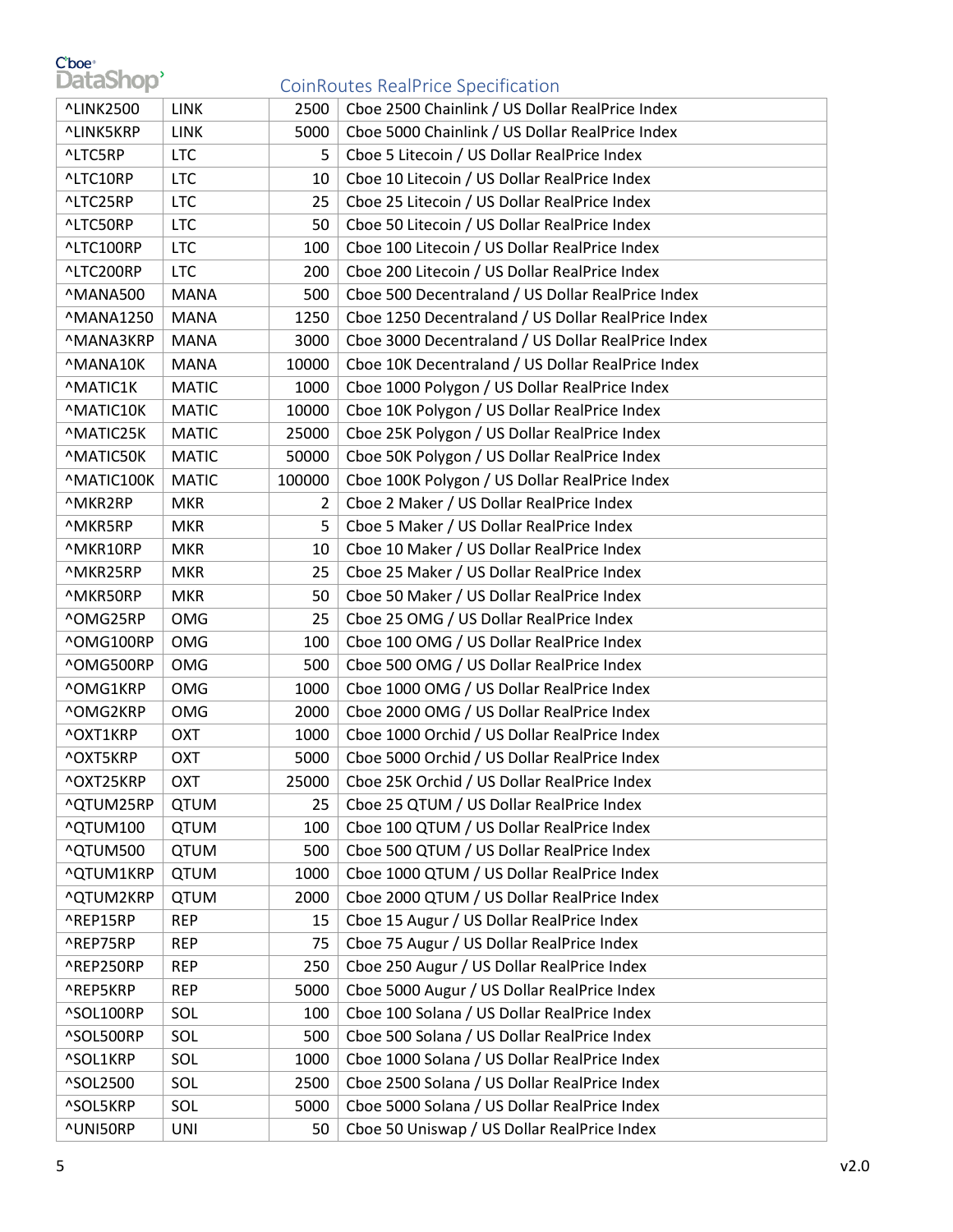| ^LINK2500 | LINK | 2500 | Cboe 2500 Chainlink / US Dollar RealPrice Index |
|---|---|---|---|
| ^LINK5KRP | LINK | 5000 | Cboe 5000 Chainlink / US Dollar RealPrice Index |
| ^LTC5RP | LTC | 5 | Cboe 5 Litecoin / US Dollar RealPrice Index |
| ^LTC10RP | LTC | 10 | Cboe 10 Litecoin / US Dollar RealPrice Index |
| ^LTC25RP | LTC | 25 | Cboe 25 Litecoin / US Dollar RealPrice Index |
| ^LTC50RP | LTC | 50 | Cboe 50 Litecoin / US Dollar RealPrice Index |
| ^LTC100RP | LTC | 100 | Cboe 100 Litecoin / US Dollar RealPrice Index |
| ^LTC200RP | LTC | 200 | Cboe 200 Litecoin / US Dollar RealPrice Index |
| ^MANA500 | MANA | 500 | Cboe 500 Decentraland / US Dollar RealPrice Index |
| ^MANA1250 | MANA | 1250 | Cboe 1250 Decentraland / US Dollar RealPrice Index |
| ^MANA3KRP | MANA | 3000 | Cboe 3000 Decentraland / US Dollar RealPrice Index |
| ^MANA10K | MANA | 10000 | Cboe 10K Decentraland / US Dollar RealPrice Index |
| ^MATIC1K | MATIC | 1000 | Cboe 1000 Polygon / US Dollar RealPrice Index |
| ^MATIC10K | MATIC | 10000 | Cboe 10K Polygon / US Dollar RealPrice Index |
| ^MATIC25K | MATIC | 25000 | Cboe 25K Polygon / US Dollar RealPrice Index |
| ^MATIC50K | MATIC | 50000 | Cboe 50K Polygon / US Dollar RealPrice Index |
| ^MATIC100K | MATIC | 100000 | Cboe 100K Polygon / US Dollar RealPrice Index |
| ^MKR2RP | MKR | 2 | Cboe 2 Maker / US Dollar RealPrice Index |
| ^MKR5RP | MKR | 5 | Cboe 5 Maker / US Dollar RealPrice Index |
| ^MKR10RP | MKR | 10 | Cboe 10 Maker / US Dollar RealPrice Index |
| ^MKR25RP | MKR | 25 | Cboe 25 Maker / US Dollar RealPrice Index |
| ^MKR50RP | MKR | 50 | Cboe 50 Maker / US Dollar RealPrice Index |
| ^OMG25RP | OMG | 25 | Cboe 25 OMG / US Dollar RealPrice Index |
| ^OMG100RP | OMG | 100 | Cboe 100 OMG / US Dollar RealPrice Index |
| ^OMG500RP | OMG | 500 | Cboe 500 OMG / US Dollar RealPrice Index |
| ^OMG1KRP | OMG | 1000 | Cboe 1000 OMG / US Dollar RealPrice Index |
| ^OMG2KRP | OMG | 2000 | Cboe 2000 OMG / US Dollar RealPrice Index |
| ^OXT1KRP | OXT | 1000 | Cboe 1000 Orchid / US Dollar RealPrice Index |
| ^OXT5KRP | OXT | 5000 | Cboe 5000 Orchid / US Dollar RealPrice Index |
| ^OXT25KRP | OXT | 25000 | Cboe 25K Orchid / US Dollar RealPrice Index |
| ^QTUM25RP | QTUM | 25 | Cboe 25 QTUM / US Dollar RealPrice Index |
| ^QTUM100 | QTUM | 100 | Cboe 100 QTUM / US Dollar RealPrice Index |
| ^QTUM500 | QTUM | 500 | Cboe 500 QTUM / US Dollar RealPrice Index |
| ^QTUM1KRP | QTUM | 1000 | Cboe 1000 QTUM / US Dollar RealPrice Index |
| ^QTUM2KRP | QTUM | 2000 | Cboe 2000 QTUM / US Dollar RealPrice Index |
| ^REP15RP | REP | 15 | Cboe 15 Augur / US Dollar RealPrice Index |
| ^REP75RP | REP | 75 | Cboe 75 Augur / US Dollar RealPrice Index |
| ^REP250RP | REP | 250 | Cboe 250 Augur / US Dollar RealPrice Index |
| ^REP5KRP | REP | 5000 | Cboe 5000 Augur / US Dollar RealPrice Index |
| ^SOL100RP | SOL | 100 | Cboe 100 Solana / US Dollar RealPrice Index |
| ^SOL500RP | SOL | 500 | Cboe 500 Solana / US Dollar RealPrice Index |
| ^SOL1KRP | SOL | 1000 | Cboe 1000 Solana / US Dollar RealPrice Index |
| ^SOL2500 | SOL | 2500 | Cboe 2500 Solana / US Dollar RealPrice Index |
| ^SOL5KRP | SOL | 5000 | Cboe 5000 Solana / US Dollar RealPrice Index |
| ^UNI50RP | UNI | 50 | Cboe 50 Uniswap / US Dollar RealPrice Index |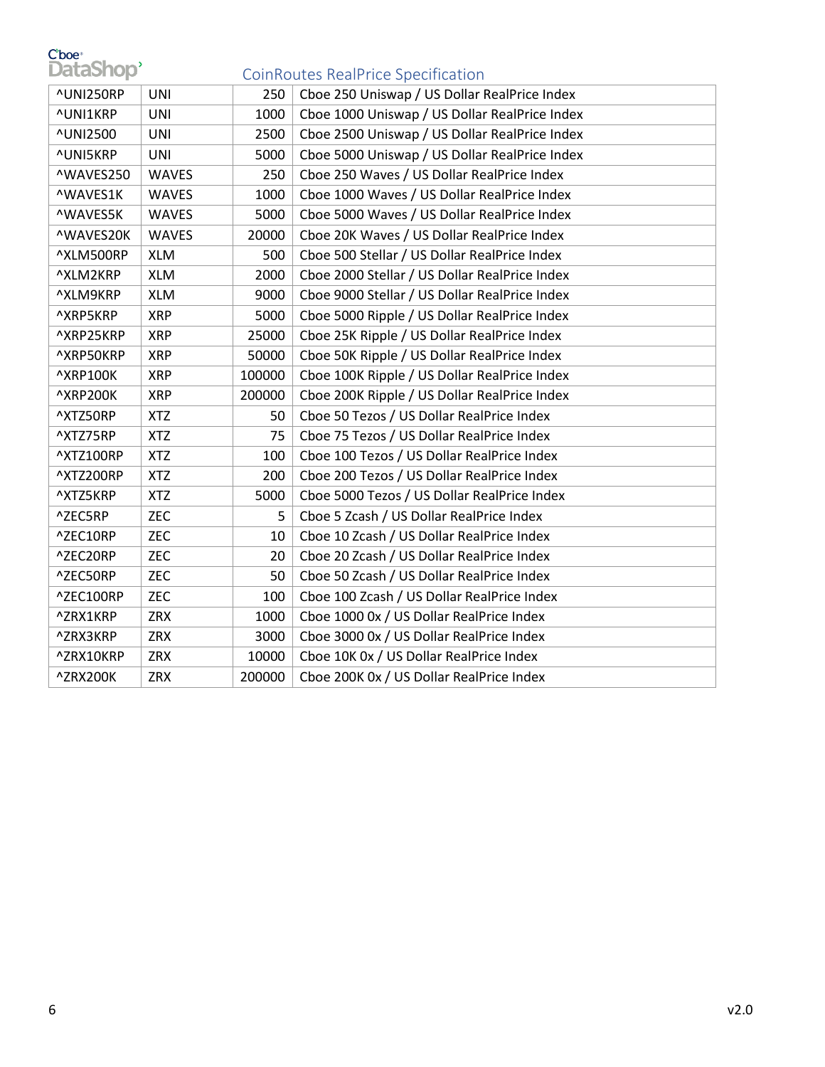| | | | |
|---|---|---|---|
| ^UNI250RP | UNI | 250 | Cboe 250 Uniswap / US Dollar RealPrice Index |
| ^UNI1KRP | UNI | 1000 | Cboe 1000 Uniswap / US Dollar RealPrice Index |
| ^UNI2500 | UNI | 2500 | Cboe 2500 Uniswap / US Dollar RealPrice Index |
| ^UNI5KRP | UNI | 5000 | Cboe 5000 Uniswap / US Dollar RealPrice Index |
| ^WAVES250 | WAVES | 250 | Cboe 250 Waves / US Dollar RealPrice Index |
| ^WAVES1K | WAVES | 1000 | Cboe 1000 Waves / US Dollar RealPrice Index |
| ^WAVES5K | WAVES | 5000 | Cboe 5000 Waves / US Dollar RealPrice Index |
| ^WAVES20K | WAVES | 20000 | Cboe 20K Waves / US Dollar RealPrice Index |
| ^XLM500RP | XLM | 500 | Cboe 500 Stellar / US Dollar RealPrice Index |
| ^XLM2KRP | XLM | 2000 | Cboe 2000 Stellar / US Dollar RealPrice Index |
| ^XLM9KRP | XLM | 9000 | Cboe 9000 Stellar / US Dollar RealPrice Index |
| ^XRP5KRP | XRP | 5000 | Cboe 5000 Ripple / US Dollar RealPrice Index |
| ^XRP25KRP | XRP | 25000 | Cboe 25K Ripple / US Dollar RealPrice Index |
| ^XRP50KRP | XRP | 50000 | Cboe 50K Ripple / US Dollar RealPrice Index |
| ^XRP100K | XRP | 100000 | Cboe 100K Ripple / US Dollar RealPrice Index |
| ^XRP200K | XRP | 200000 | Cboe 200K Ripple / US Dollar RealPrice Index |
| ^XTZ50RP | XTZ | 50 | Cboe 50 Tezos / US Dollar RealPrice Index |
| ^XTZ75RP | XTZ | 75 | Cboe 75 Tezos / US Dollar RealPrice Index |
| ^XTZ100RP | XTZ | 100 | Cboe 100 Tezos / US Dollar RealPrice Index |
| ^XTZ200RP | XTZ | 200 | Cboe 200 Tezos / US Dollar RealPrice Index |
| ^XTZ5KRP | XTZ | 5000 | Cboe 5000 Tezos / US Dollar RealPrice Index |
| ^ZEC5RP | ZEC | 5 | Cboe 5 Zcash / US Dollar RealPrice Index |
| ^ZEC10RP | ZEC | 10 | Cboe 10 Zcash / US Dollar RealPrice Index |
| ^ZEC20RP | ZEC | 20 | Cboe 20 Zcash / US Dollar RealPrice Index |
| ^ZEC50RP | ZEC | 50 | Cboe 50 Zcash / US Dollar RealPrice Index |
| ^ZEC100RP | ZEC | 100 | Cboe 100 Zcash / US Dollar RealPrice Index |
| ^ZRX1KRP | ZRX | 1000 | Cboe 1000 0x / US Dollar RealPrice Index |
| ^ZRX3KRP | ZRX | 3000 | Cboe 3000 0x / US Dollar RealPrice Index |
| ^ZRX10KRP | ZRX | 10000 | Cboe 10K 0x / US Dollar RealPrice Index |
| ^ZRX200K | ZRX | 200000 | Cboe 200K 0x / US Dollar RealPrice Index |